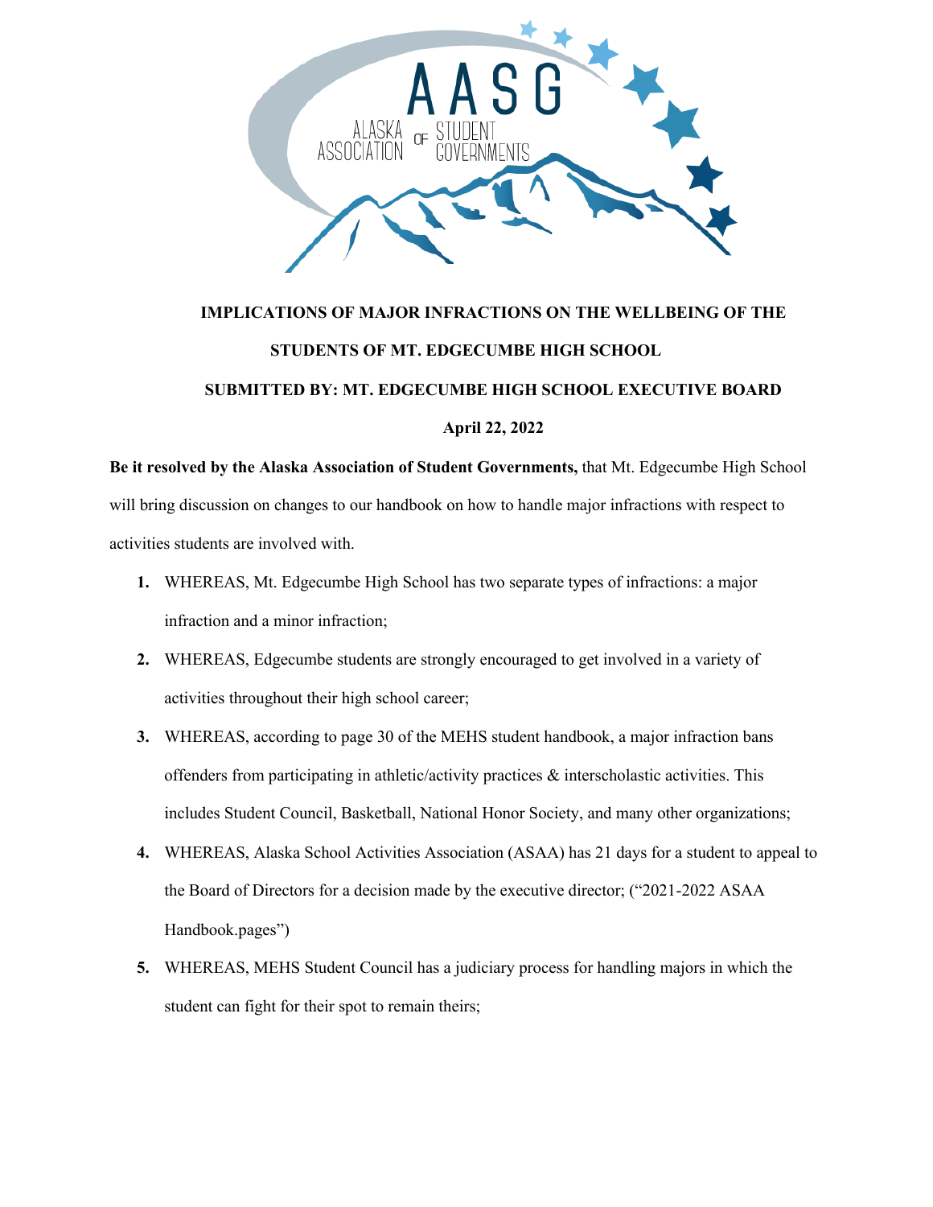# IMPLICATIONS OF MAJOR INFRACTIONS ON THE WELLBEING OF THE STUDENTS OF MT. EDGECUMBE HIGH SCHOOL

**SUBMITTED BY: MT. EDGECUMBE HIGH SCHOOL EXECUTIVE BOARD**

**April 22, 2022**

**Be it resolved by the Alaska Association of Student Governments,** that Mt. Edgecumbe High School will bring discussion on changes to our handbook on how to handle major infractions with respect to activities students are involved with.

1. WHEREAS, Mt. Edgecumbe High School has two separate types of infractions: a major infraction and a minor infraction;
2. WHEREAS, Edgecumbe students are strongly encouraged to get involved in a variety of activities throughout their high school career;
3. WHEREAS, according to page 30 of the MEHS student handbook, a major infraction bans offenders from participating in athletic/activity practices & interscholastic activities. This includes Student Council, Basketball, National Honor Society, and many other organizations;
4. WHEREAS, Alaska School Activities Association (ASAA) has 21 days for a student to appeal to the Board of Directors for a decision made by the executive director; ("2021-2022 ASAA Handbook.pages")
5. WHEREAS, MEHS Student Council has a judiciary process for handling majors in which the student can fight for their spot to remain theirs;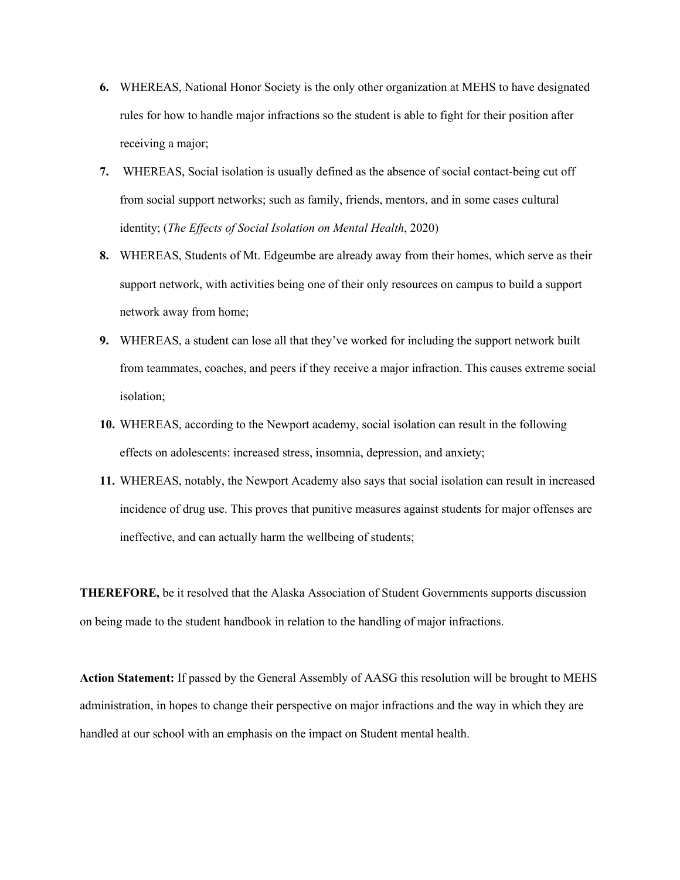6. WHEREAS, National Honor Society is the only other organization at MEHS to have designated rules for how to handle major infractions so the student is able to fight for their position after receiving a major;
7. WHEREAS, Social isolation is usually defined as the absence of social contact-being cut off from social support networks; such as family, friends, mentors, and in some cases cultural identity; (*The Effects of Social Isolation on Mental Health*, 2020)
8. WHEREAS, Students of Mt. Edgeumbe are already away from their homes, which serve as their support network, with activities being one of their only resources on campus to build a support network away from home;
9. WHEREAS, a student can lose all that they've worked for including the support network built from teammates, coaches, and peers if they receive a major infraction. This causes extreme social isolation;
10. WHEREAS, according to the Newport academy, social isolation can result in the following effects on adolescents: increased stress, insomnia, depression, and anxiety;
11. WHEREAS, notably, the Newport Academy also says that social isolation can result in increased incidence of drug use. This proves that punitive measures against students for major offenses are ineffective, and can actually harm the wellbeing of students;

**THEREFORE,** be it resolved that the Alaska Association of Student Governments supports discussion on being made to the student handbook in relation to the handling of major infractions.

**Action Statement:** If passed by the General Assembly of AASG this resolution will be brought to MEHS administration, in hopes to change their perspective on major infractions and the way in which they are handled at our school with an emphasis on the impact on Student mental health.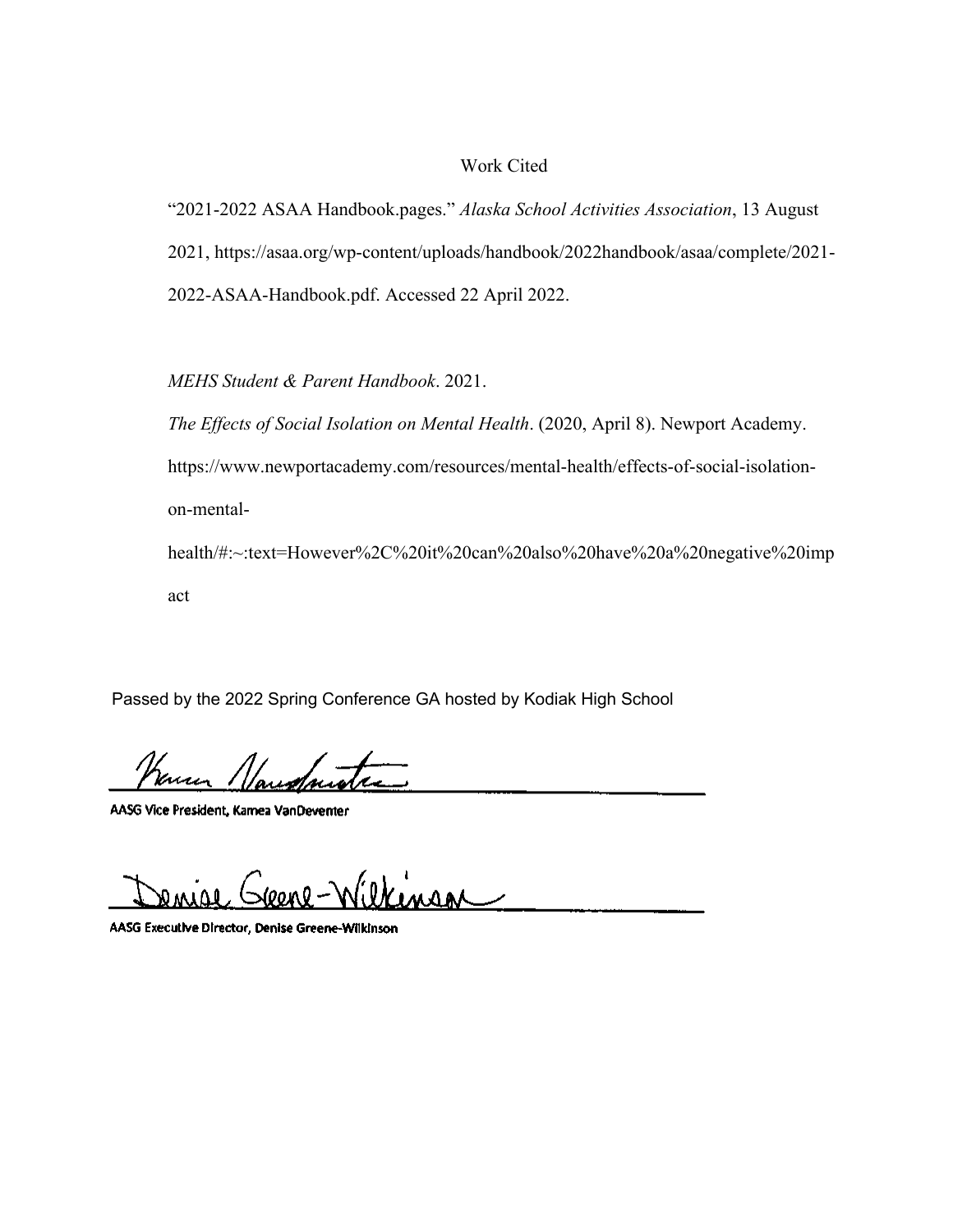Work Cited

"2021-2022 ASAA Handbook.pages." *Alaska School Activities Association*, 13 August 2021, https://asaa.org/wp-content/uploads/handbook/2022handbook/asaa/complete/2021-2022-ASAA-Handbook.pdf. Accessed 22 April 2022.

*MEHS Student & Parent Handbook*. 2021.

*The Effects of Social Isolation on Mental Health*. (2020, April 8). Newport Academy. https://www.newportacademy.com/resources/mental-health/effects-of-social-isolation-on-mental-health/#:~:text=However%2C%20it%20can%20also%20have%20a%20negative%20impact

Passed by the 2022 Spring Conference GA hosted by Kodiak High School

Kamea VanDeventer

AASG Vice President, Kamea VanDeventer

Denise Greene-Wilkinson

AASG Executive Director, Denise Greene-Wilkinson